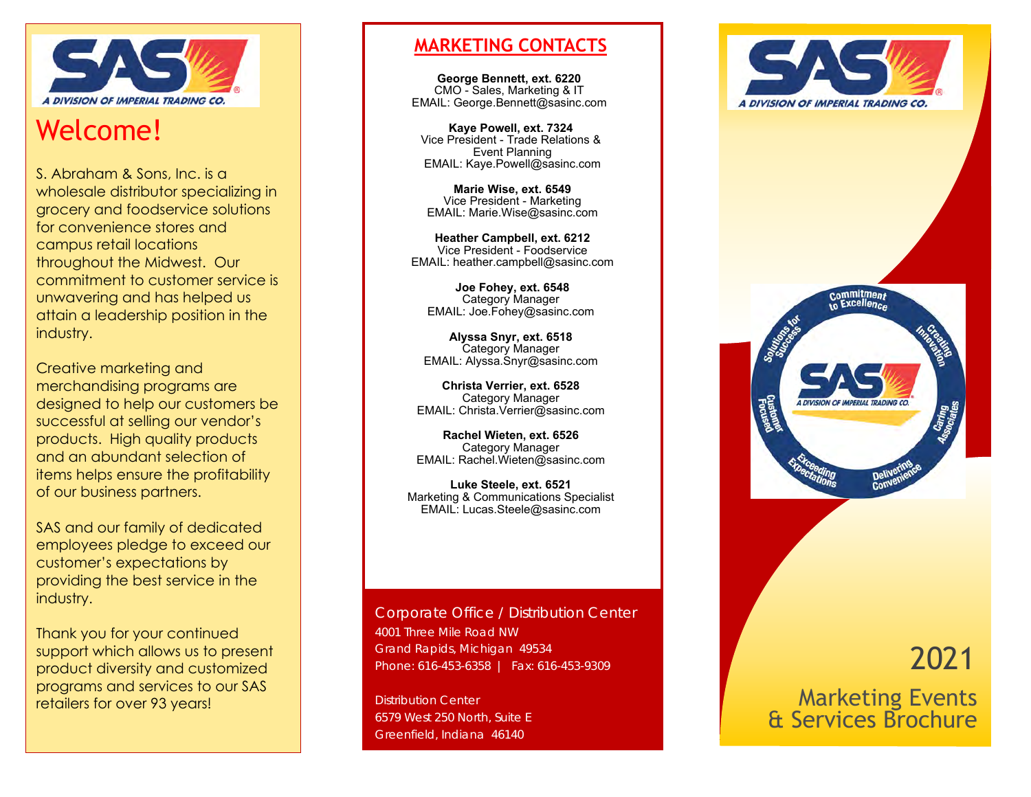SAS
A DIVISION OF IMPERIAL TRADING CO.

# Welcome!

S. Abraham & Sons, Inc. is a wholesale distributor specializing in grocery and foodservice solutions for convenience stores and campus retail locations throughout the Midwest. Our commitment to customer service is unwavering and has helped us attain a leadership position in the industry.

Creative marketing and merchandising programs are designed to help our customers be successful at selling our vendor's products. High quality products and an abundant selection of items helps ensure the profitability of our business partners.

SAS and our family of dedicated employees pledge to exceed our customer's expectations by providing the best service in the industry.

Thank you for your continued support which allows us to present product diversity and customized programs and services to our SAS retailers for over 93 years!

## MARKETING CONTACTS

**George Bennett, ext. 6220**
CMO - Sales, Marketing & IT
EMAIL: George.Bennett@sasinc.com

**Kaye Powell, ext. 7324**
Vice President - Trade Relations & Event Planning
EMAIL: Kaye.Powell@sasinc.com

**Marie Wise, ext. 6549**
Vice President - Marketing
EMAIL: Marie.Wise@sasinc.com

**Heather Campbell, ext. 6212**
Vice President - Foodservice
EMAIL: heather.campbell@sasinc.com

**Joe Fohey, ext. 6548**
Category Manager
EMAIL: Joe.Fohey@sasinc.com

**Alyssa Snyr, ext. 6518**
Category Manager
EMAIL: Alyssa.Snyr@sasinc.com

**Christa Verrier, ext. 6528**
Category Manager
EMAIL: Christa.Verrier@sasinc.com

**Rachel Wieten, ext. 6526**
Category Manager
EMAIL: Rachel.Wieten@sasinc.com

**Luke Steele, ext. 6521**
Marketing & Communications Specialist
EMAIL: Lucas.Steele@sasinc.com

Corporate Office / Distribution Center
4001 Three Mile Road NW
Grand Rapids, Michigan 49534
Phone: 616-453-6358 | Fax: 616-453-9309

Distribution Center
6579 West 250 North, Suite E
Greenfield, Indiana 46140

SAS
A DIVISION OF IMPERIAL TRADING CO.

Commitment to Excellence · Creating Innovation · Caring Associates · Delivering Convenience · Exceeding Expectations · Customer Focused · Solutions for Success

# 2021

## Marketing Events & Services Brochure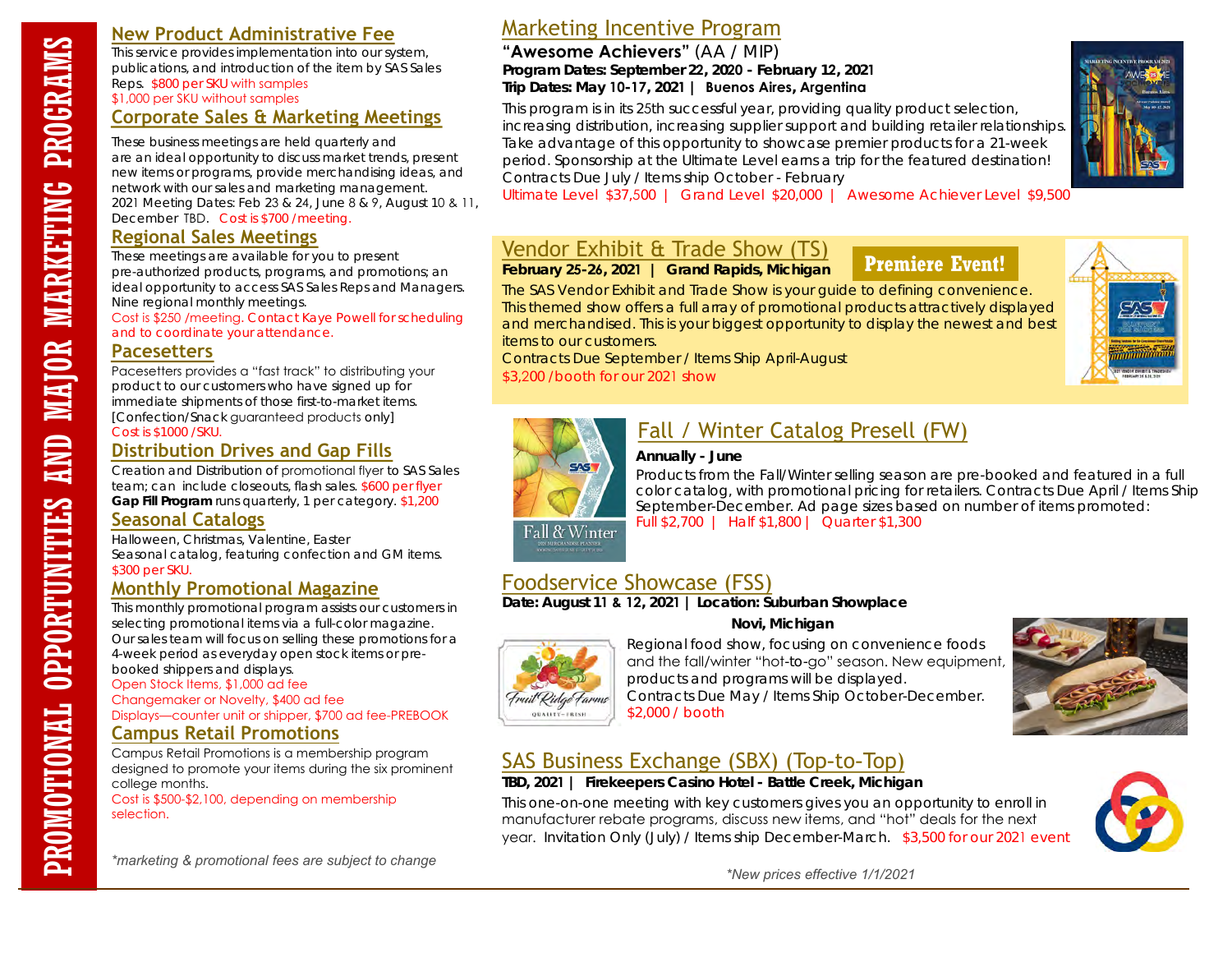# PROMOTIONAL OPPORTUNITIES AND MAJOR MARKETING PROGRAMS

## New Product Administrative Fee

This service provides implementation into our system, publications, and introduction of the item by SAS Sales Reps. $800 per SKU with samples
$1,000 per SKU without samples

## Corporate Sales & Marketing Meetings

These business meetings are held quarterly and are an ideal opportunity to discuss market trends, present new items or programs, provide merchandising ideas, and network with our sales and marketing management.
2021 Meeting Dates: Feb 23 & 24, June 8 & 9, August 10 & 11, December TBD. Cost is $700 /meeting.

## Regional Sales Meetings

These meetings are available for you to present pre-authorized products, programs, and promotions; an ideal opportunity to access SAS Sales Reps and Managers. Nine regional monthly meetings.
Cost is $250 /meeting. Contact Kaye Powell for scheduling and to coordinate your attendance.

## Pacesetters

Pacesetters provides a "fast track" to distributing your product to our customers who have signed up for immediate shipments of those first-to-market items. [Confection/Snack guaranteed products only]
Cost is $1000 /SKU.

## Distribution Drives and Gap Fills

Creation and Distribution of promotional flyer to SAS Sales team; can include closeouts, flash sales. $600 per flyer
**Gap Fill Program** runs quarterly, 1 per category. $1,200

## Seasonal Catalogs

Halloween, Christmas, Valentine, Easter
Seasonal catalog, featuring confection and GM items.
$300 per SKU.

## Monthly Promotional Magazine

This monthly promotional program assists our customers in selecting promotional items via a full-color magazine. Our sales team will focus on selling these promotions for a 4-week period as everyday open stock items or pre-booked shippers and displays.
Open Stock Items, $1,000 ad fee
Changemaker or Novelty, $400 ad fee
Displays—counter unit or shipper, $700 ad fee-PREBOOK

## Campus Retail Promotions

Campus Retail Promotions is a membership program designed to promote your items during the six prominent college months.
Cost is $500-$2,100, depending on membership selection.

*\*marketing & promotional fees are subject to change*

## Marketing Incentive Program

**"Awesome Achievers"** (AA / MIP)
**Program Dates: September 22, 2020 - February 12, 2021**
**Trip Dates: May 10-17, 2021 | Buenos Aires, Argentina**

This program is in its 25th successful year, providing quality product selection, increasing distribution, increasing supplier support and building retailer relationships. Take advantage of this opportunity to showcase premier products for a 21-week period. Sponsorship at the Ultimate Level earns a trip for the featured destination!
Contracts Due July / Items ship October - February
Ultimate Level $37,500 | Grand Level $20,000 | Awesome Achiever Level $9,500

## Vendor Exhibit & Trade Show (TS)

**February 25-26, 2021 | Grand Rapids, Michigan**

**Premiere Event!**

The SAS Vendor Exhibit and Trade Show is your guide to defining convenience. This themed show offers a full array of promotional products attractively displayed and merchandised. This is your biggest opportunity to display the newest and best items to our customers.
Contracts Due September / Items Ship April-August
$3,200 /booth for our 2021 show

## Fall / Winter Catalog Presell (FW)

**Annually - June**

Products from the Fall/Winter selling season are pre-booked and featured in a full color catalog, with promotional pricing for retailers. Contracts Due April / Items Ship September-December. Ad page sizes based on number of items promoted:
Full $2,700 | Half $1,800 | Quarter $1,300

## Foodservice Showcase (FSS)

**Date: August 11 & 12, 2021 | Location: Suburban Showplace**
**Novi, Michigan**

Regional food show, focusing on convenience foods and the fall/winter "hot-to-go" season. New equipment, products and programs will be displayed.
Contracts Due May / Items Ship October-December.
$2,000 / booth

## SAS Business Exchange (SBX) (Top-to-Top)

**TBD, 2021 | Firekeepers Casino Hotel - Battle Creek, Michigan**

This one-on-one meeting with key customers gives you an opportunity to enroll in manufacturer rebate programs, discuss new items, and "hot" deals for the next year. Invitation Only (July) / Items ship December-March. $3,500 for our 2021 event

*\*New prices effective 1/1/2021*